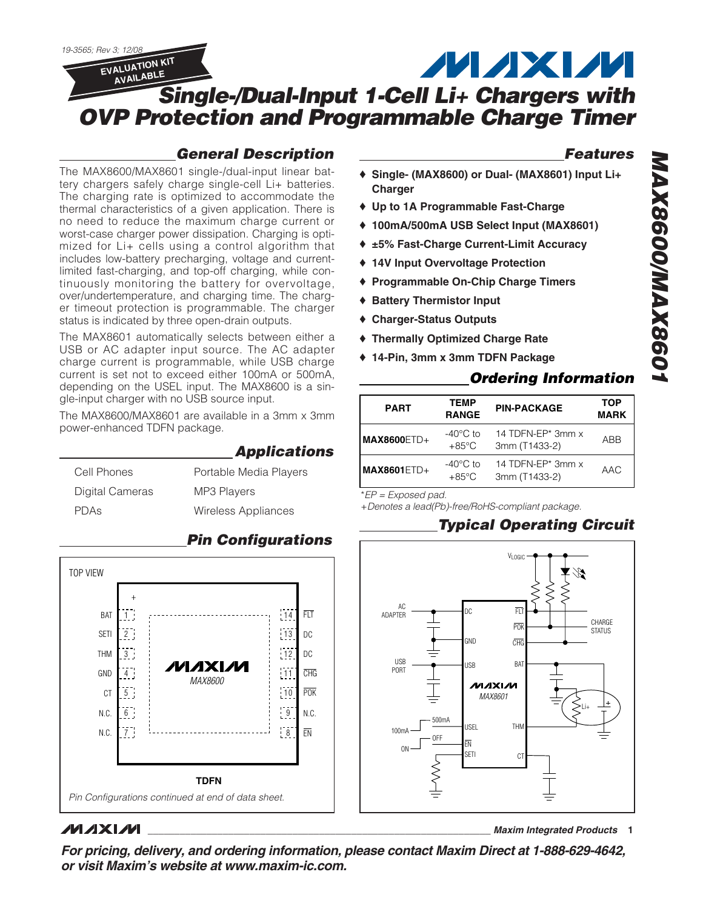19-3565; Rev 3; 12/08

EVALUATION KIT AVAILABLE

# Single-/Dual-Input 1-Cell Li+ Chargers with OVP Protection and Programmable Charge Timer

## General Description

The MAX8600/MAX8601 single-/dual-input linear battery chargers safely charge single-cell Li+ batteries. The charging rate is optimized to accommodate the thermal characteristics of a given application. There is no need to reduce the maximum charge current or worst-case charger power dissipation. Charging is optimized for Li+ cells using a control algorithm that includes low-battery precharging, voltage and current-limited fast-charging, and top-off charging, while continuously monitoring the battery for overvoltage, over/undertemperature, and charging time. The charger timeout protection is programmable. The charger status is indicated by three open-drain outputs.

The MAX8601 automatically selects between either a USB or AC adapter input source. The AC adapter charge current is programmable, while USB charge current is set not to exceed either 100mA or 500mA, depending on the USEL input. The MAX8600 is a single-input charger with no USB source input.

The MAX8600/MAX8601 are available in a 3mm x 3mm power-enhanced TDFN package.

## Applications

- Cell Phones
- Digital Cameras
- PDAs
- Portable Media Players
- MP3 Players
- Wireless Appliances

## Features

- ♦ Single- (MAX8600) or Dual- (MAX8601) Input Li+ Charger
- ♦ Up to 1A Programmable Fast-Charge
- ♦ 100mA/500mA USB Select Input (MAX8601)
- ♦ ±5% Fast-Charge Current-Limit Accuracy
- ♦ 14V Input Overvoltage Protection
- ♦ Programmable On-Chip Charge Timers
- ♦ Battery Thermistor Input
- ♦ Charger-Status Outputs
- ♦ Thermally Optimized Charge Rate
- ♦ 14-Pin, 3mm x 3mm TDFN Package

## Ordering Information

| PART | TEMP RANGE | PIN-PACKAGE | TOP MARK |
|---|---|---|---|
| **MAX8600**ETD+ | -40°C to +85°C | 14 TDFN-EP* 3mm x 3mm (T1433-2) | ABB |
| **MAX8601**ETD+ | -40°C to +85°C | 14 TDFN-EP* 3mm x 3mm (T1433-2) | AAC |

*EP = Exposed pad.

+Denotes a lead(Pb)-free/RoHS-compliant package.

## Pin Configurations

TOP VIEW — MAX8600, TDFN

| Pin | Name | Pin | Name |
|---|---|---|---|
| 1 | BAT | 14 | FLT |
| 2 | SETI | 13 | DC |
| 3 | THM | 12 | DC |
| 4 | GND | 11 | CHG |
| 5 | CT | 10 | POK |
| 6 | N.C. | 9 | N.C. |
| 7 | N.C. | 8 | EN |

*Pin Configurations continued at end of data sheet.*

## Typical Operating Circuit

MAX8601 — AC ADAPTER → DC; USB PORT → USB; GND; USEL (500mA / 100mA); EN (OFF / ON); SETI; FLT, POK, CHG → CHARGE STATUS (pulled up to $V_{LOGIC}$); BAT → Li+; THM; CT.

**For pricing, delivery, and ordering information, please contact Maxim Direct at 1-888-629-4642, or visit Maxim's website at www.maxim-ic.com.**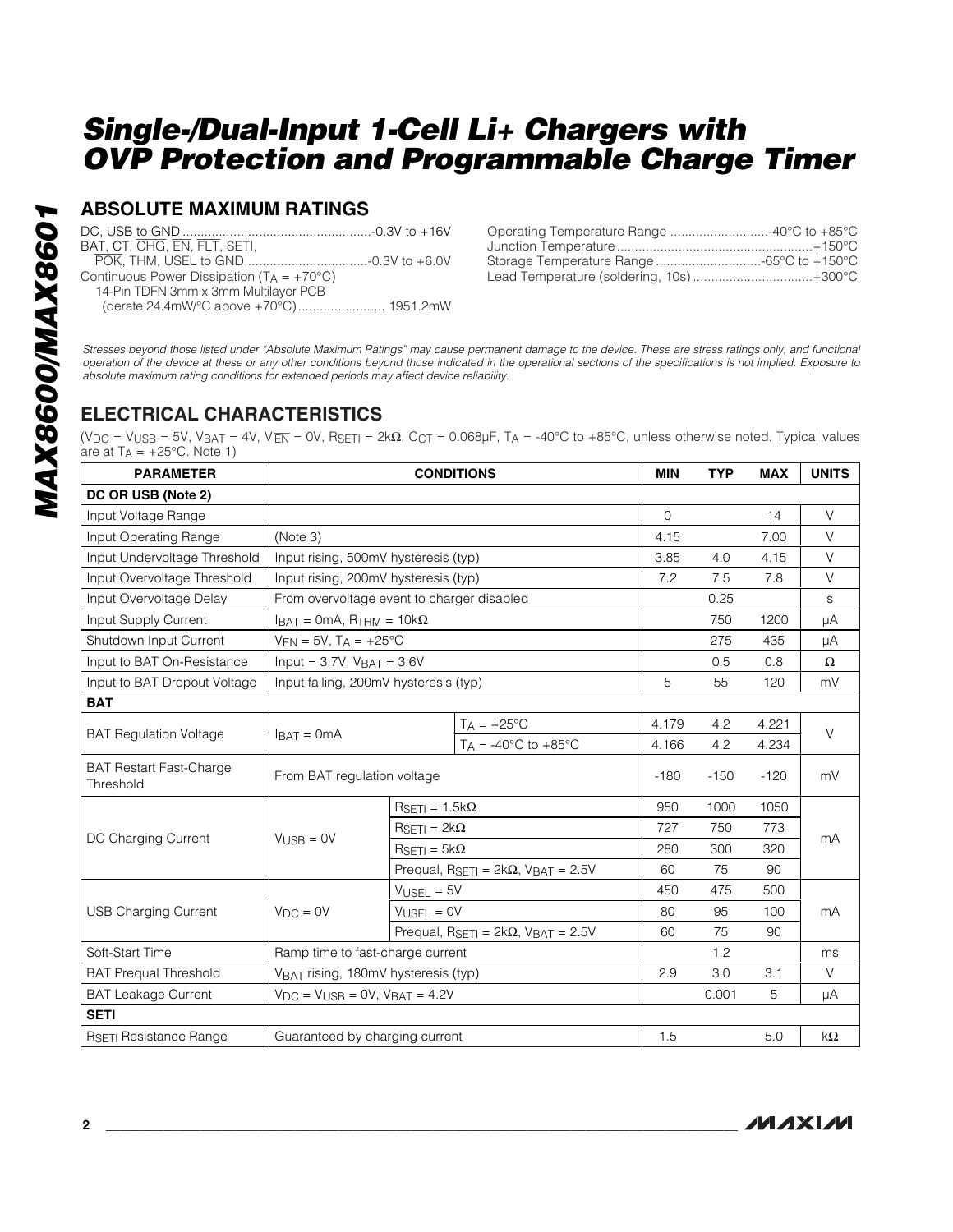## ABSOLUTE MAXIMUM RATINGS

DC, USB to GND ....................................................-0.3V to +16V
BAT, CT, $\overline{CHG}$, $\overline{EN}$, $\overline{FLT}$, SETI,
$\overline{POK}$, THM, USEL to GND..................................-0.3V to +6.0V
Continuous Power Dissipation ($T_A$ = +70°C)
14-Pin TDFN 3mm x 3mm Multilayer PCB
(derate 24.4mW/°C above +70°C)........................ 1951.2mW

Operating Temperature Range ...........................-40°C to +85°C
Junction Temperature......................................................+150°C
Storage Temperature Range .............................-65°C to +150°C
Lead Temperature (soldering, 10s).................................+300°C

*Stresses beyond those listed under "Absolute Maximum Ratings" may cause permanent damage to the device. These are stress ratings only, and functional operation of the device at these or any other conditions beyond those indicated in the operational sections of the specifications is not implied. Exposure to absolute maximum rating conditions for extended periods may affect device reliability.*

## ELECTRICAL CHARACTERISTICS

($V_{DC}$ = $V_{USB}$ = 5V, $V_{BAT}$ = 4V, $V_{\overline{EN}}$ = 0V, $R_{SETI}$ = 2kΩ, $C_{CT}$ = 0.068µF, $T_A$ = -40°C to +85°C, unless otherwise noted. Typical values are at $T_A$ = +25°C. Note 1)

| PARAMETER | CONDITIONS | | MIN | TYP | MAX | UNITS |
|---|---|---|---|---|---|---|
| **DC OR USB (Note 2)** | | | | | | |
| Input Voltage Range | | | 0 | | 14 | V |
| Input Operating Range | (Note 3) | | 4.15 | | 7.00 | V |
| Input Undervoltage Threshold | Input rising, 500mV hysteresis (typ) | | 3.85 | 4.0 | 4.15 | V |
| Input Overvoltage Threshold | Input rising, 200mV hysteresis (typ) | | 7.2 | 7.5 | 7.8 | V |
| Input Overvoltage Delay | From overvoltage event to charger disabled | | | 0.25 | | s |
| Input Supply Current | $I_{BAT}$ = 0mA, $R_{THM}$ = 10kΩ | | | 750 | 1200 | µA |
| Shutdown Input Current | $V_{\overline{EN}}$ = 5V, $T_A$ = +25°C | | | 275 | 435 | µA |
| Input to BAT On-Resistance | Input = 3.7V, $V_{BAT}$ = 3.6V | | | 0.5 | 0.8 | Ω |
| Input to BAT Dropout Voltage | Input falling, 200mV hysteresis (typ) | | 5 | 55 | 120 | mV |
| **BAT** | | | | | | |
| BAT Regulation Voltage | $I_{BAT}$ = 0mA | $T_A$ = +25°C | 4.179 | 4.2 | 4.221 | V |
| | | $T_A$ = -40°C to +85°C | 4.166 | 4.2 | 4.234 | |
| BAT Restart Fast-Charge Threshold | From BAT regulation voltage | | -180 | -150 | -120 | mV |
| DC Charging Current | $V_{USB}$ = 0V | $R_{SETI}$ = 1.5kΩ | 950 | 1000 | 1050 | mA |
| | | $R_{SETI}$ = 2kΩ | 727 | 750 | 773 | |
| | | $R_{SETI}$ = 5kΩ | 280 | 300 | 320 | |
| | | Prequal, $R_{SETI}$ = 2kΩ, $V_{BAT}$ = 2.5V | 60 | 75 | 90 | |
| USB Charging Current | $V_{DC}$ = 0V | $V_{USEL}$ = 5V | 450 | 475 | 500 | mA |
| | | $V_{USEL}$ = 0V | 80 | 95 | 100 | |
| | | Prequal, $R_{SETI}$ = 2kΩ, $V_{BAT}$ = 2.5V | 60 | 75 | 90 | |
| Soft-Start Time | Ramp time to fast-charge current | | | 1.2 | | ms |
| BAT Prequal Threshold | $V_{BAT}$ rising, 180mV hysteresis (typ) | | 2.9 | 3.0 | 3.1 | V |
| BAT Leakage Current | $V_{DC}$ = $V_{USB}$ = 0V, $V_{BAT}$ = 4.2V | | | 0.001 | 5 | µA |
| **SETI** | | | | | | |
| $R_{SETI}$ Resistance Range | Guaranteed by charging current | | 1.5 | | 5.0 | kΩ |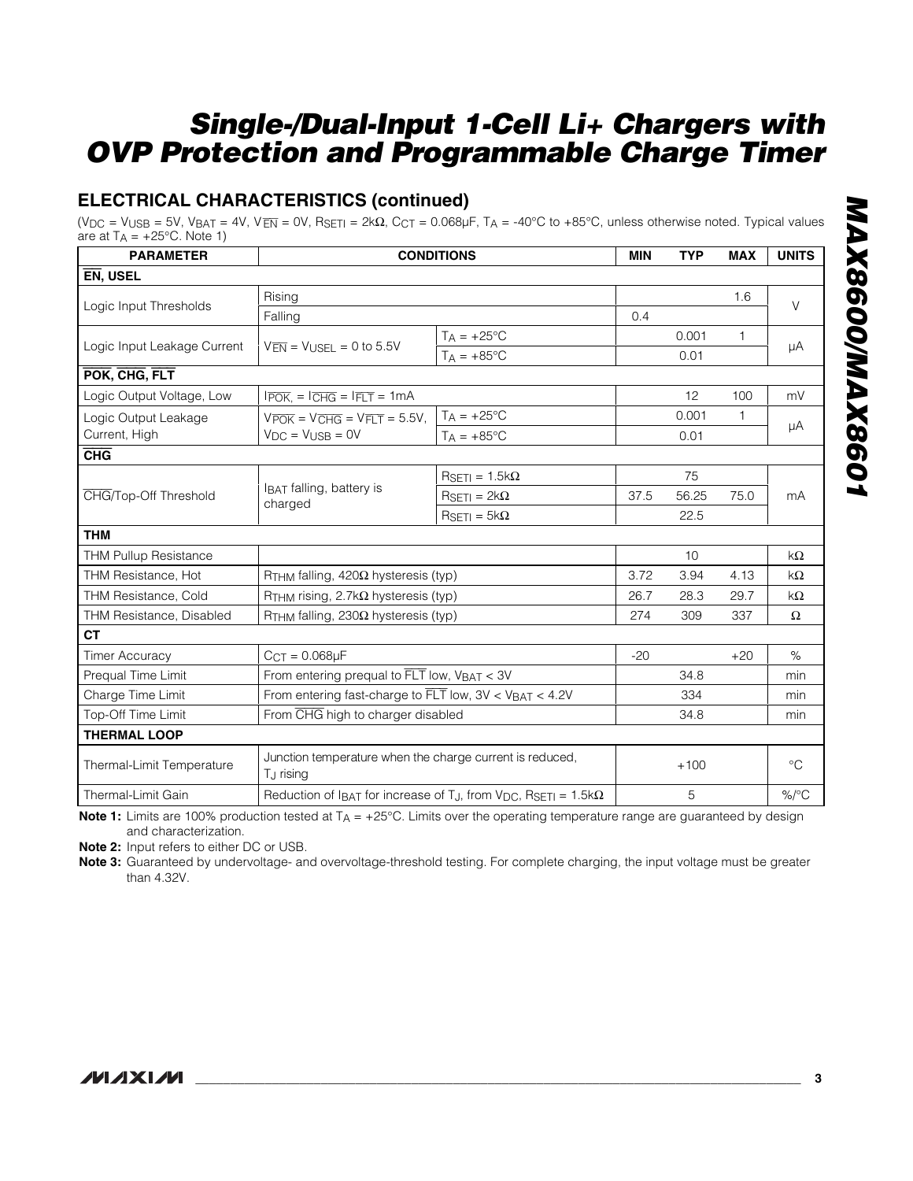## ELECTRICAL CHARACTERISTICS (continued)

($V_{DC}$ = $V_{USB}$ = 5V, $V_{BAT}$ = 4V, $V_{\overline{EN}}$ = 0V, $R_{SETI}$ = 2kΩ, $C_{CT}$ = 0.068μF, $T_A$ = -40°C to +85°C, unless otherwise noted. Typical values are at $T_A$ = +25°C. Note 1)

| PARAMETER | CONDITIONS | | MIN | TYP | MAX | UNITS |
|---|---|---|---|---|---|---|
| **$\overline{EN}$, USEL** | | | | | | |
| Logic Input Thresholds | Rising | | | | 1.6 | V |
| | Falling | | 0.4 | | | |
| Logic Input Leakage Current | $V_{\overline{EN}}$ = $V_{USEL}$ = 0 to 5.5V | $T_A$ = +25°C | | 0.001 | 1 | μA |
| | | $T_A$ = +85°C | | 0.01 | | |
| **$\overline{POK}$, $\overline{CHG}$, $\overline{FLT}$** | | | | | | |
| Logic Output Voltage, Low | $I_{\overline{POK}}$, = $I_{\overline{CHG}}$ = $I_{\overline{FLT}}$ = 1mA | | | 12 | 100 | mV |
| Logic Output Leakage Current, High | $V_{\overline{POK}}$ = $V_{\overline{CHG}}$ = $V_{\overline{FLT}}$ = 5.5V, $V_{DC}$ = $V_{USB}$ = 0V | $T_A$ = +25°C | | 0.001 | 1 | μA |
| | | $T_A$ = +85°C | | 0.01 | | |
| **$\overline{CHG}$** | | | | | | |
| $\overline{CHG}$/Top-Off Threshold | $I_{BAT}$ falling, battery is charged | $R_{SETI}$ = 1.5kΩ | | 75 | | mA |
| | | $R_{SETI}$ = 2kΩ | 37.5 | 56.25 | 75.0 | |
| | | $R_{SETI}$ = 5kΩ | | 22.5 | | |
| **THM** | | | | | | |
| THM Pullup Resistance | | | | 10 | | kΩ |
| THM Resistance, Hot | $R_{THM}$ falling, 420Ω hysteresis (typ) | | 3.72 | 3.94 | 4.13 | kΩ |
| THM Resistance, Cold | $R_{THM}$ rising, 2.7kΩ hysteresis (typ) | | 26.7 | 28.3 | 29.7 | kΩ |
| THM Resistance, Disabled | $R_{THM}$ falling, 230Ω hysteresis (typ) | | 274 | 309 | 337 | Ω |
| **CT** | | | | | | |
| Timer Accuracy | $C_{CT}$ = 0.068μF | | -20 | | +20 | % |
| Prequal Time Limit | From entering prequal to $\overline{FLT}$ low, $V_{BAT}$ < 3V | | | 34.8 | | min |
| Charge Time Limit | From entering fast-charge to $\overline{FLT}$ low, 3V < $V_{BAT}$ < 4.2V | | | 334 | | min |
| Top-Off Time Limit | From $\overline{CHG}$ high to charger disabled | | | 34.8 | | min |
| **THERMAL LOOP** | | | | | | |
| Thermal-Limit Temperature | Junction temperature when the charge current is reduced, $T_J$ rising | | | +100 | | °C |
| Thermal-Limit Gain | Reduction of $I_{BAT}$ for increase of $T_J$, from $V_{DC}$, $R_{SETI}$ = 1.5kΩ | | | 5 | | %/°C |

**Note 1:** Limits are 100% production tested at $T_A$ = +25°C. Limits over the operating temperature range are guaranteed by design and characterization.

**Note 2:** Input refers to either DC or USB.

**Note 3:** Guaranteed by undervoltage- and overvoltage-threshold testing. For complete charging, the input voltage must be greater than 4.32V.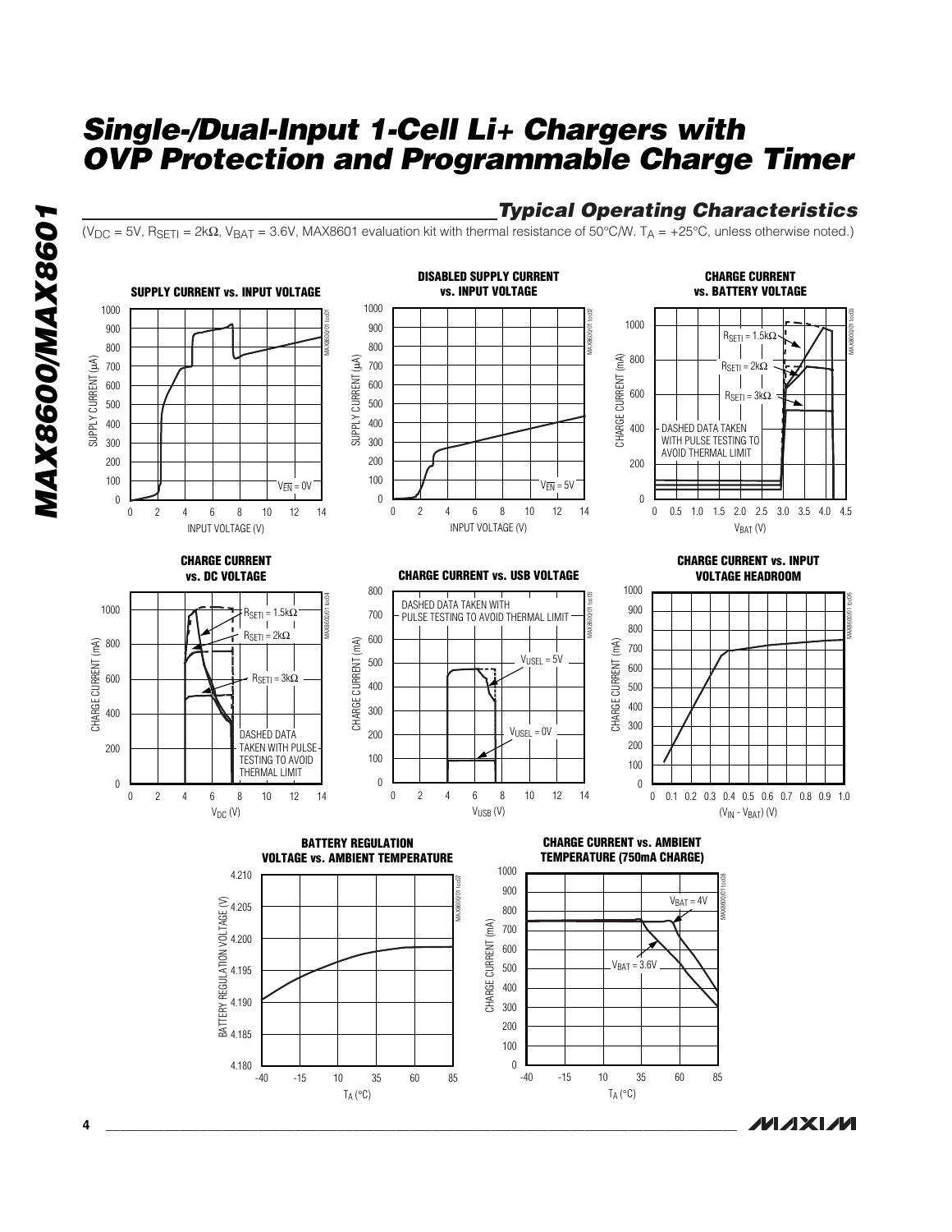## Typical Operating Characteristics

($V_{DC}$ = 5V, $R_{SETI}$ = 2kΩ, $V_{BAT}$ = 3.6V, MAX8601 evaluation kit with thermal resistance of 50°C/W. $T_A$ = +25°C, unless otherwise noted.)

**SUPPLY CURRENT vs. INPUT VOLTAGE**

SUPPLY CURRENT (µA) vs. INPUT VOLTAGE (V); $V_{\overline{EN}}$ = 0V

**DISABLED SUPPLY CURRENT vs. INPUT VOLTAGE**

SUPPLY CURRENT (µA) vs. INPUT VOLTAGE (V); $V_{\overline{EN}}$ = 5V

**CHARGE CURRENT vs. BATTERY VOLTAGE**

CHARGE CURRENT (mA) vs. $V_{BAT}$ (V); $R_{SETI}$ = 1.5kΩ, $R_{SETI}$ = 2kΩ, $R_{SETI}$ = 3kΩ; DASHED DATA TAKEN WITH PULSE TESTING TO AVOID THERMAL LIMIT

**CHARGE CURRENT vs. DC VOLTAGE**

CHARGE CURRENT (mA) vs. $V_{DC}$ (V); $R_{SETI}$ = 1.5kΩ, $R_{SETI}$ = 2kΩ, $R_{SETI}$ = 3kΩ; DASHED DATA TAKEN WITH PULSE TESTING TO AVOID THERMAL LIMIT

**CHARGE CURRENT vs. USB VOLTAGE**

CHARGE CURRENT (mA) vs. $V_{USB}$ (V); DASHED DATA TAKEN WITH PULSE TESTING TO AVOID THERMAL LIMIT; $V_{USEL}$ = 5V, $V_{USEL}$ = 0V

**CHARGE CURRENT vs. INPUT VOLTAGE HEADROOM**

CHARGE CURRENT (mA) vs. ($V_{IN}$ - $V_{BAT}$) (V)

**BATTERY REGULATION VOLTAGE vs. AMBIENT TEMPERATURE**

BATTERY REGULATION VOLTAGE (V) vs. $T_A$ (°C)

**CHARGE CURRENT vs. AMBIENT TEMPERATURE (750mA CHARGE)**

CHARGE CURRENT (mA) vs. $T_A$ (°C); $V_{BAT}$ = 4V, $V_{BAT}$ = 3.6V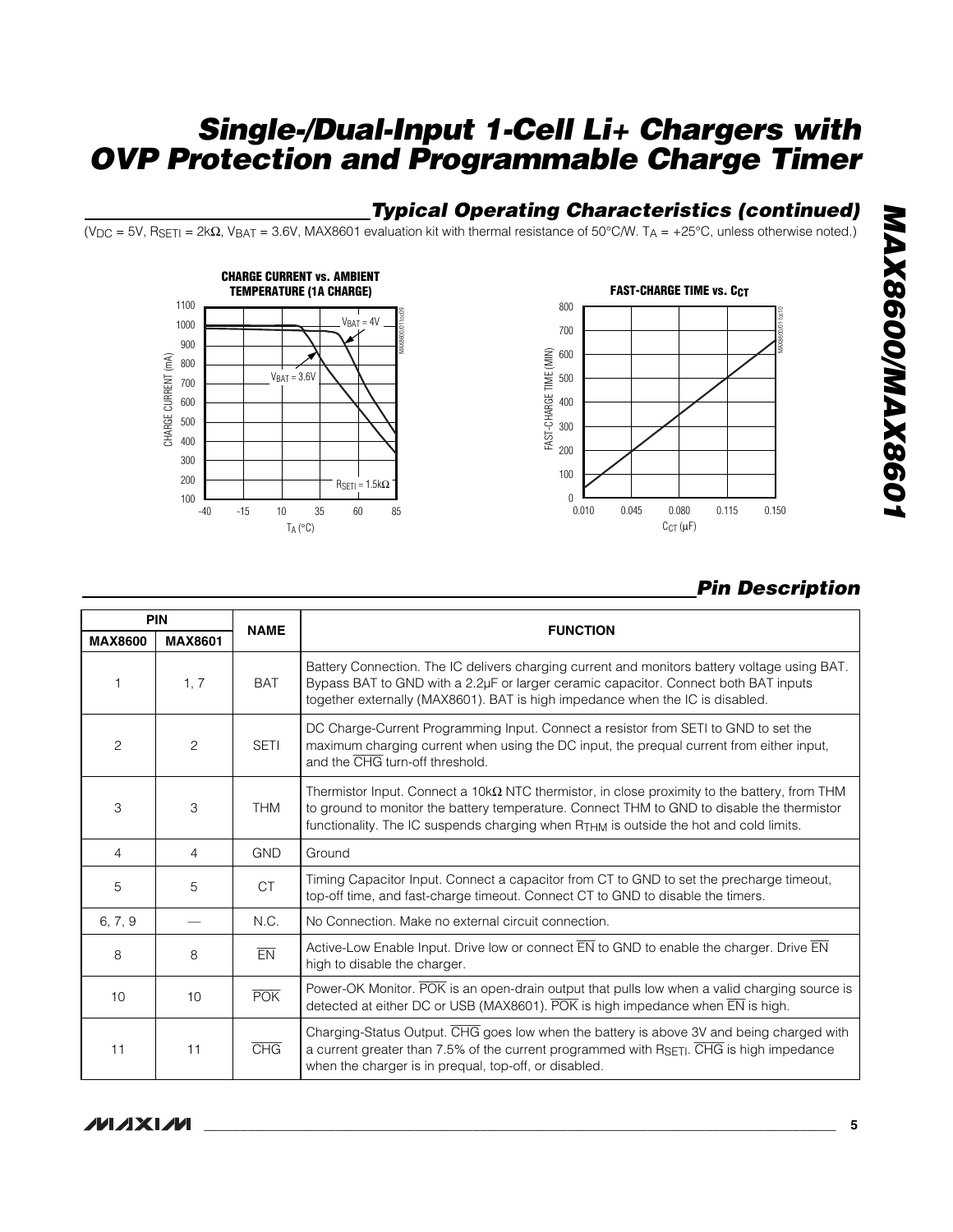## Typical Operating Characteristics (continued)

($V_{DC}$ = 5V, $R_{SETI}$ = 2kΩ, $V_{BAT}$ = 3.6V, MAX8601 evaluation kit with thermal resistance of 50°C/W. $T_A$ = +25°C, unless otherwise noted.)

**CHARGE CURRENT vs. AMBIENT TEMPERATURE (1A CHARGE)**

**FAST-CHARGE TIME vs. $C_{CT}$**

## Pin Description

| PIN | | NAME | FUNCTION |
|---|---|---|---|
| MAX8600 | MAX8601 | | |
| 1 | 1, 7 | BAT | Battery Connection. The IC delivers charging current and monitors battery voltage using BAT. Bypass BAT to GND with a 2.2µF or larger ceramic capacitor. Connect both BAT inputs together externally (MAX8601). BAT is high impedance when the IC is disabled. |
| 2 | 2 | SETI | DC Charge-Current Programming Input. Connect a resistor from SETI to GND to set the maximum charging current when using the DC input, the prequal current from either input, and the $\overline{CHG}$ turn-off threshold. |
| 3 | 3 | THM | Thermistor Input. Connect a 10kΩ NTC thermistor, in close proximity to the battery, from THM to ground to monitor the battery temperature. Connect THM to GND to disable the thermistor functionality. The IC suspends charging when $R_{THM}$ is outside the hot and cold limits. |
| 4 | 4 | GND | Ground |
| 5 | 5 | CT | Timing Capacitor Input. Connect a capacitor from CT to GND to set the precharge timeout, top-off time, and fast-charge timeout. Connect CT to GND to disable the timers. |
| 6, 7, 9 | — | N.C. | No Connection. Make no external circuit connection. |
| 8 | 8 | $\overline{EN}$ | Active-Low Enable Input. Drive low or connect $\overline{EN}$ to GND to enable the charger. Drive $\overline{EN}$ high to disable the charger. |
| 10 | 10 | $\overline{POK}$ | Power-OK Monitor. $\overline{POK}$ is an open-drain output that pulls low when a valid charging source is detected at either DC or USB (MAX8601). $\overline{POK}$ is high impedance when $\overline{EN}$ is high. |
| 11 | 11 | $\overline{CHG}$ | Charging-Status Output. $\overline{CHG}$ goes low when the battery is above 3V and being charged with a current greater than 7.5% of the current programmed with $R_{SETI}$. $\overline{CHG}$ is high impedance when the charger is in prequal, top-off, or disabled. |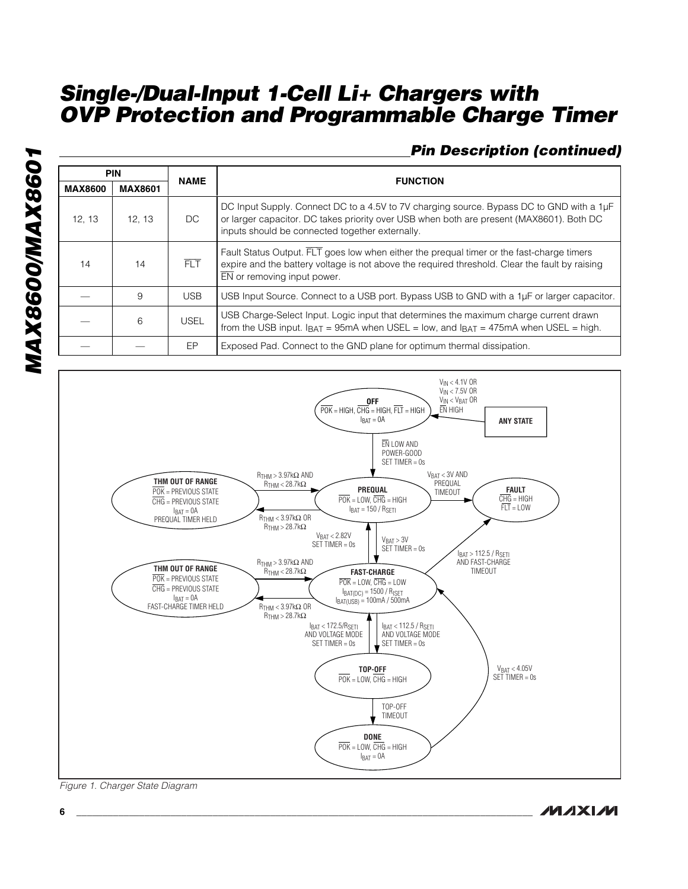## Pin Description (continued)

| PIN | | NAME | FUNCTION |
|---|---|---|---|
| MAX8600 | MAX8601 | | |
| 12, 13 | 12, 13 | DC | DC Input Supply. Connect DC to a 4.5V to 7V charging source. Bypass DC to GND with a 1µF or larger capacitor. DC takes priority over USB when both are present (MAX8601). Both DC inputs should be connected together externally. |
| 14 | 14 | $\overline{FLT}$ | Fault Status Output. $\overline{FLT}$ goes low when either the prequal timer or the fast-charge timers expire and the battery voltage is not above the required threshold. Clear the fault by raising $\overline{EN}$ or removing input power. |
| — | 9 | USB | USB Input Source. Connect to a USB port. Bypass USB to GND with a 1µF or larger capacitor. |
| — | 6 | USEL | USB Charge-Select Input. Logic input that determines the maximum charge current drawn from the USB input. $I_{BAT}$ = 95mA when USEL = low, and $I_{BAT}$ = 475mA when USEL = high. |
| — | — | EP | Exposed Pad. Connect to the GND plane for optimum thermal dissipation. |

*Figure 1. Charger State Diagram*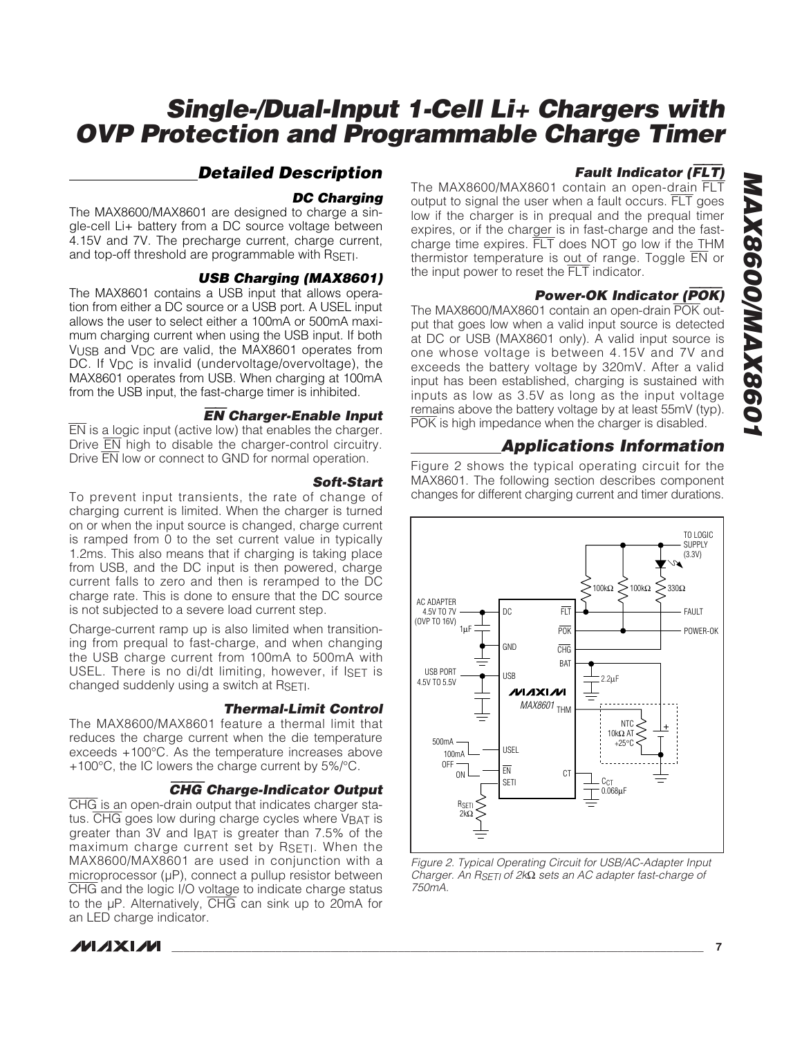# Single-/Dual-Input 1-Cell Li+ Chargers with OVP Protection and Programmable Charge Timer

## Detailed Description

### DC Charging

The MAX8600/MAX8601 are designed to charge a single-cell Li+ battery from a DC source voltage between 4.15V and 7V. The precharge current, charge current, and top-off threshold are programmable with $R_{SETI}$.

### USB Charging (MAX8601)

The MAX8601 contains a USB input that allows operation from either a DC source or a USB port. A USEL input allows the user to select either a 100mA or 500mA maximum charging current when using the USB input. If both $V_{USB}$ and $V_{DC}$ are valid, the MAX8601 operates from DC. If $V_{DC}$ is invalid (undervoltage/overvoltage), the MAX8601 operates from USB. When charging at 100mA from the USB input, the fast-charge timer is inhibited.

### $\overline{EN}$ Charger-Enable Input

$\overline{EN}$ is a logic input (active low) that enables the charger. Drive $\overline{EN}$ high to disable the charger-control circuitry. Drive $\overline{EN}$ low or connect to GND for normal operation.

### Soft-Start

To prevent input transients, the rate of change of charging current is limited. When the charger is turned on or when the input source is changed, charge current is ramped from 0 to the set current value in typically 1.2ms. This also means that if charging is taking place from USB, and the DC input is then powered, charge current falls to zero and then is reramped to the DC charge rate. This is done to ensure that the DC source is not subjected to a severe load current step.

Charge-current ramp up is also limited when transitioning from prequal to fast-charge, and when changing the USB charge current from 100mA to 500mA with USEL. There is no di/dt limiting, however, if $I_{SET}$ is changed suddenly using a switch at $R_{SETI}$.

### Thermal-Limit Control

The MAX8600/MAX8601 feature a thermal limit that reduces the charge current when the die temperature exceeds +100°C. As the temperature increases above +100°C, the IC lowers the charge current by 5%/°C.

### $\overline{CHG}$ Charge-Indicator Output

$\overline{CHG}$ is an open-drain output that indicates charger status. $\overline{CHG}$ goes low during charge cycles where $V_{BAT}$ is greater than 3V and $I_{BAT}$ is greater than 7.5% of the maximum charge current set by $R_{SETI}$. When the MAX8600/MAX8601 are used in conjunction with a microprocessor (µP), connect a pullup resistor between $\overline{CHG}$ and the logic I/O voltage to indicate charge status to the µP. Alternatively, $\overline{CHG}$ can sink up to 20mA for an LED charge indicator.

### Fault Indicator ($\overline{FLT}$)

The MAX8600/MAX8601 contain an open-drain $\overline{FLT}$ output to signal the user when a fault occurs. $\overline{FLT}$ goes low if the charger is in prequal and the prequal timer expires, or if the charger is in fast-charge and the fast-charge time expires. $\overline{FLT}$ does NOT go low if the THM thermistor temperature is out of range. Toggle $\overline{EN}$ or the input power to reset the $\overline{FLT}$ indicator.

### Power-OK Indicator ($\overline{POK}$)

The MAX8600/MAX8601 contain an open-drain $\overline{POK}$ output that goes low when a valid input source is detected at DC or USB (MAX8601 only). A valid input source is one whose voltage is between 4.15V and 7V and exceeds the battery voltage by 320mV. After a valid input has been established, charging is sustained with inputs as low as 3.5V as long as the input voltage remains above the battery voltage by at least 55mV (typ). $\overline{POK}$ is high impedance when the charger is disabled.

## Applications Information

Figure 2 shows the typical operating circuit for the MAX8601. The following section describes component changes for different charging current and timer durations.

*Figure 2. Typical Operating Circuit for USB/AC-Adapter Input Charger. An $R_{SETI}$ of 2kΩ sets an AC adapter fast-charge of 750mA.*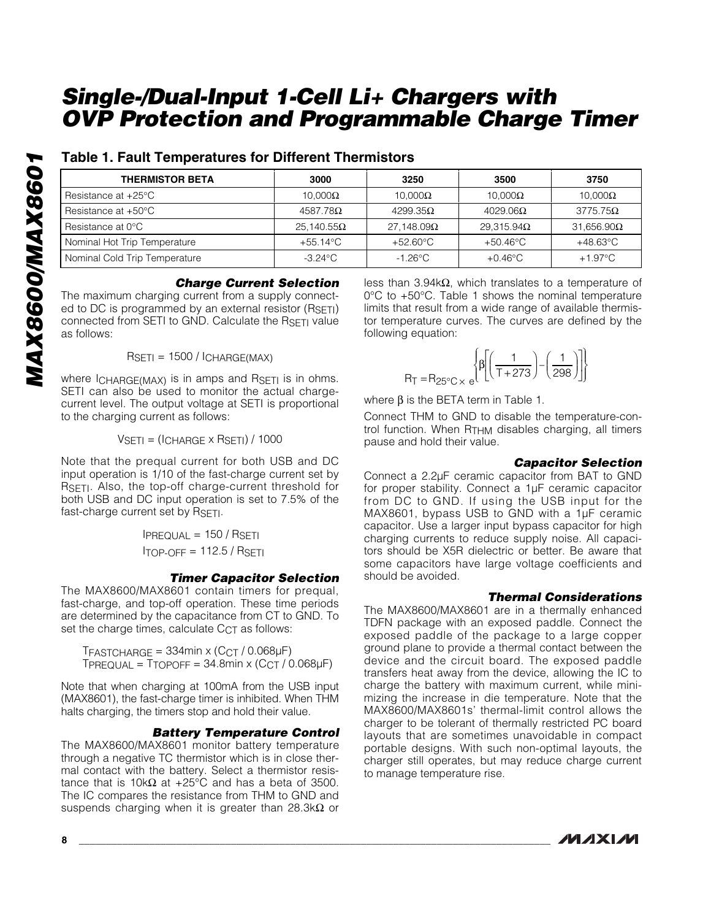## Table 1. Fault Temperatures for Different Thermistors

| THERMISTOR BETA | 3000 | 3250 | 3500 | 3750 |
|---|---|---|---|---|
| Resistance at +25°C | 10,000Ω | 10,000Ω | 10,000Ω | 10,000Ω |
| Resistance at +50°C | 4587.78Ω | 4299.35Ω | 4029.06Ω | 3775.75Ω |
| Resistance at 0°C | 25,140.55Ω | 27,148.09Ω | 29,315.94Ω | 31,656.90Ω |
| Nominal Hot Trip Temperature | +55.14°C | +52.60°C | +50.46°C | +48.63°C |
| Nominal Cold Trip Temperature | -3.24°C | -1.26°C | +0.46°C | +1.97°C |

### Charge Current Selection

The maximum charging current from a supply connected to DC is programmed by an external resistor ($R_{SETI}$) connected from SETI to GND. Calculate the $R_{SETI}$ value as follows:

$$R_{SETI} = 1500 / I_{CHARGE(MAX)}$$

where $I_{CHARGE(MAX)}$ is in amps and $R_{SETI}$ is in ohms. SETI can also be used to monitor the actual charge-current level. The output voltage at SETI is proportional to the charging current as follows:

$$V_{SETI} = (I_{CHARGE} \times R_{SETI}) / 1000$$

Note that the prequal current for both USB and DC input operation is 1/10 of the fast-charge current set by $R_{SETI}$. Also, the top-off charge-current threshold for both USB and DC input operation is set to 7.5% of the fast-charge current set by $R_{SETI}$.

$$I_{PREQUAL} = 150 / R_{SETI}$$

$$I_{TOP\text{-}OFF} = 112.5 / R_{SETI}$$

### Timer Capacitor Selection

The MAX8600/MAX8601 contain timers for prequal, fast-charge, and top-off operation. These time periods are determined by the capacitance from CT to GND. To set the charge times, calculate $C_{CT}$ as follows:

$$T_{FASTCHARGE} = 334\text{min} \times (C_{CT} / 0.068\mu F)$$

$$T_{PREQUAL} = T_{TOPOFF} = 34.8\text{min} \times (C_{CT} / 0.068\mu F)$$

Note that when charging at 100mA from the USB input (MAX8601), the fast-charge timer is inhibited. When THM halts charging, the timers stop and hold their value.

### Battery Temperature Control

The MAX8600/MAX8601 monitor battery temperature through a negative TC thermistor which is in close thermal contact with the battery. Select a thermistor resistance that is 10kΩ at +25°C and has a beta of 3500. The IC compares the resistance from THM to GND and suspends charging when it is greater than 28.3kΩ or less than 3.94kΩ, which translates to a temperature of 0°C to +50°C. Table 1 shows the nominal temperature limits that result from a wide range of available thermistor temperature curves. The curves are defined by the following equation:

$$R_T = R_{25°C} \times e^{\left\{\beta\left[\left(\frac{1}{T+273}\right)-\left(\frac{1}{298}\right)\right]\right\}}$$

where $\beta$ is the BETA term in Table 1.

Connect THM to GND to disable the temperature-control function. When $R_{THM}$ disables charging, all timers pause and hold their value.

### Capacitor Selection

Connect a 2.2µF ceramic capacitor from BAT to GND for proper stability. Connect a 1µF ceramic capacitor from DC to GND. If using the USB input for the MAX8601, bypass USB to GND with a 1µF ceramic capacitor. Use a larger input bypass capacitor for high charging currents to reduce supply noise. All capacitors should be X5R dielectric or better. Be aware that some capacitors have large voltage coefficients and should be avoided.

### Thermal Considerations

The MAX8600/MAX8601 are in a thermally enhanced TDFN package with an exposed paddle. Connect the exposed paddle of the package to a large copper ground plane to provide a thermal contact between the device and the circuit board. The exposed paddle transfers heat away from the device, allowing the IC to charge the battery with maximum current, while minimizing the increase in die temperature. Note that the MAX8600/MAX8601s' thermal-limit control allows the charger to be tolerant of thermally restricted PC board layouts that are sometimes unavoidable in compact portable designs. With such non-optimal layouts, the charger still operates, but may reduce charge current to manage temperature rise.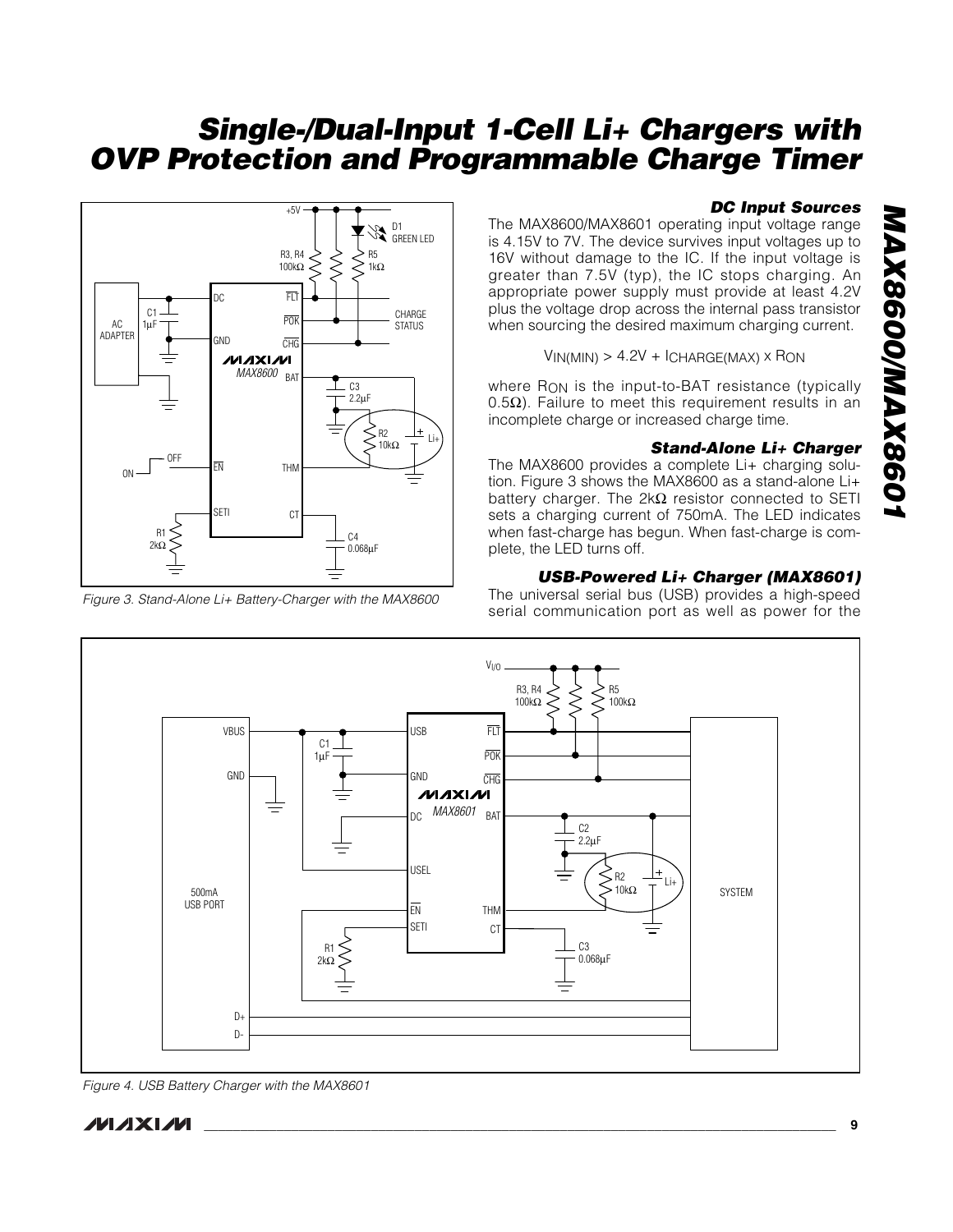Figure 3. Stand-Alone Li+ Battery-Charger with the MAX8600

### DC Input Sources

The MAX8600/MAX8601 operating input voltage range is 4.15V to 7V. The device survives input voltages up to 16V without damage to the IC. If the input voltage is greater than 7.5V (typ), the IC stops charging. An appropriate power supply must provide at least 4.2V plus the voltage drop across the internal pass transistor when sourcing the desired maximum charging current.

$$V_{IN(MIN)} > 4.2V + I_{CHARGE(MAX)} \times R_{ON}$$

where $R_{ON}$ is the input-to-BAT resistance (typically 0.5Ω). Failure to meet this requirement results in an incomplete charge or increased charge time.

### Stand-Alone Li+ Charger

The MAX8600 provides a complete Li+ charging solution. Figure 3 shows the MAX8600 as a stand-alone Li+ battery charger. The 2kΩ resistor connected to SETI sets a charging current of 750mA. The LED indicates when fast-charge has begun. When fast-charge is complete, the LED turns off.

### USB-Powered Li+ Charger (MAX8601)

The universal serial bus (USB) provides a high-speed serial communication port as well as power for the

Figure 4. USB Battery Charger with the MAX8601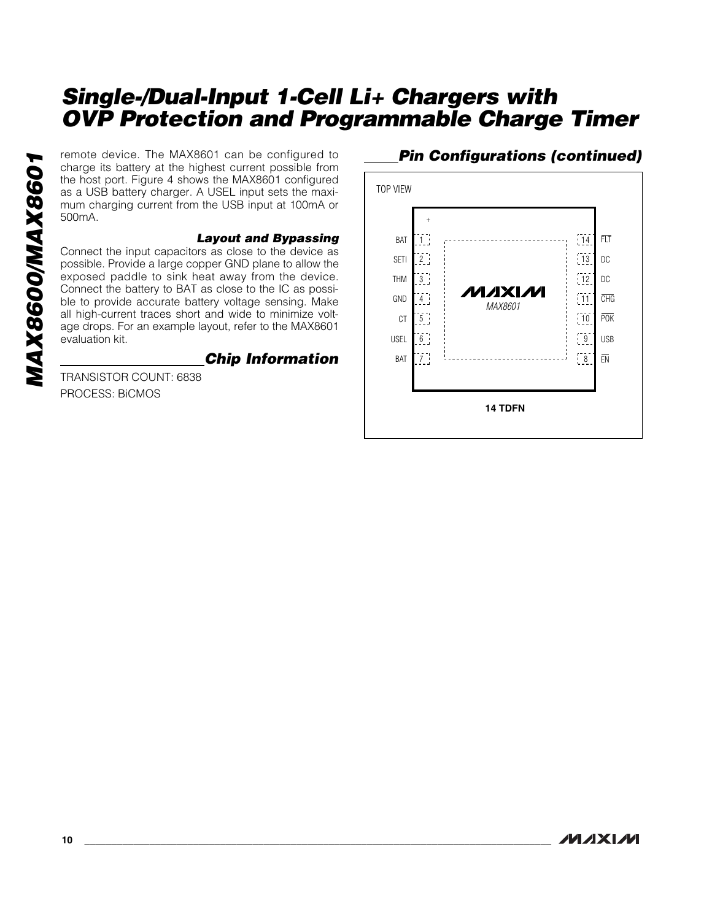remote device. The MAX8601 can be configured to charge its battery at the highest current possible from the host port. Figure 4 shows the MAX8601 configured as a USB battery charger. A USEL input sets the maximum charging current from the USB input at 100mA or 500mA.

### Layout and Bypassing

Connect the input capacitors as close to the device as possible. Provide a large copper GND plane to allow the exposed paddle to sink heat away from the device. Connect the battery to BAT as close to the IC as possible to provide accurate battery voltage sensing. Make all high-current traces short and wide to minimize voltage drops. For an example layout, refer to the MAX8601 evaluation kit.

## Chip Information

TRANSISTOR COUNT: 6838

PROCESS: BiCMOS

## Pin Configurations (continued)

TOP VIEW

MAX8601 — 14 TDFN

| Pin | Name | Pin | Name |
|---|---|---|---|
| 1 | BAT | 14 | FLT |
| 2 | SETI | 13 | DC |
| 3 | THM | 12 | DC |
| 4 | GND | 11 | CHG |
| 5 | CT | 10 | POK |
| 6 | USEL | 9 | USB |
| 7 | BAT | 8 | EN |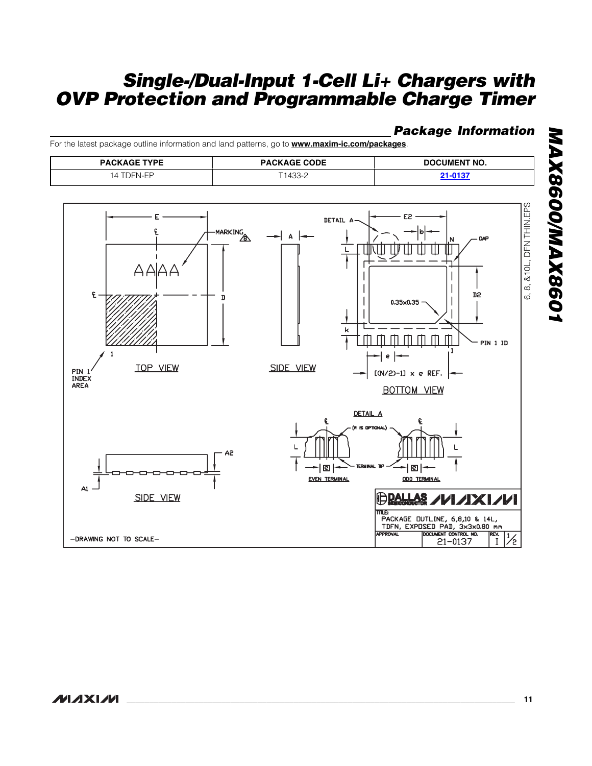## Package Information

For the latest package outline information and land patterns, go to **www.maxim-ic.com/packages**.

| PACKAGE TYPE | PACKAGE CODE | DOCUMENT NO. |
|---|---|---|
| 14 TDFN-EP | T1433-2 | 21-0137 |

6, 8, &10L, DFN THIN.EPS

TOP VIEW

SIDE VIEW

BOTTOM VIEW

DETAIL A

EVEN TERMINAL

ODD TERMINAL

PIN 1 INDEX AREA

MARKING

DAP

PIN 1 ID

0.35x0.35

[(N/2)-1] x e REF.

(R IS OPTIONAL)

TERMINAL TIP

TITLE: PACKAGE OUTLINE, 6,8,10 & 14L, TDFN, EXPOSED PAD, 3x3x0.80 mm

APPROVAL | DOCUMENT CONTROL NO. 21-0137 | REV. I | 1/2

-DRAWING NOT TO SCALE-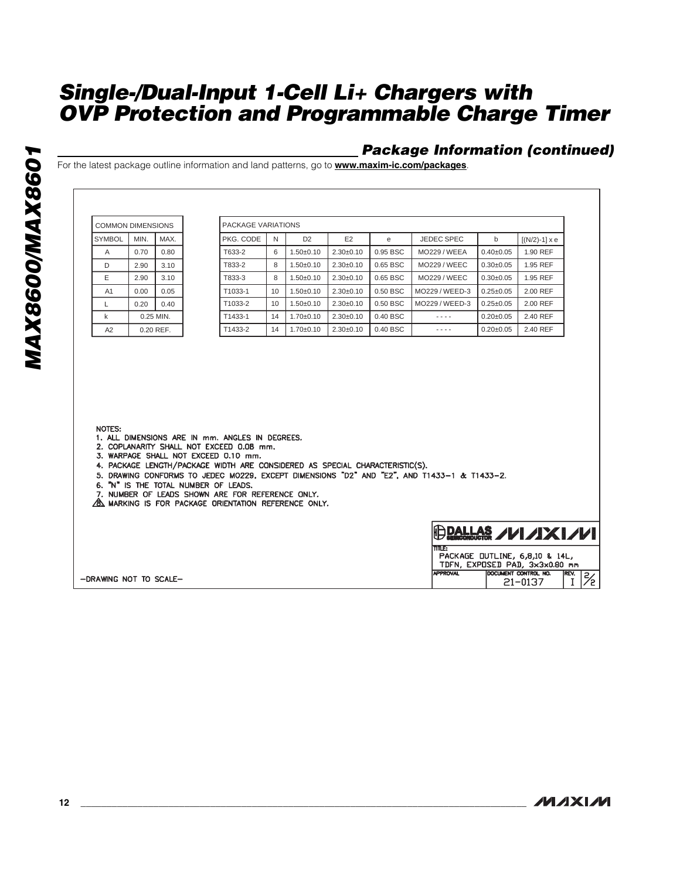## Package Information (continued)

For the latest package outline information and land patterns, go to **www.maxim-ic.com/packages**.

| COMMON DIMENSIONS | | |
|---|---|---|
| SYMBOL | MIN. | MAX. |
| A | 0.70 | 0.80 |
| D | 2.90 | 3.10 |
| E | 2.90 | 3.10 |
| A1 | 0.00 | 0.05 |
| L | 0.20 | 0.40 |
| k | 0.25 MIN. | |
| A2 | 0.20 REF. | |

| PACKAGE VARIATIONS | | | | | | | |
|---|---|---|---|---|---|---|---|
| PKG. CODE | N | D2 | E2 | e | JEDEC SPEC | b | [(N/2)-1] x e |
| T633-2 | 6 | 1.50±0.10 | 2.30±0.10 | 0.95 BSC | MO229 / WEEA | 0.40±0.05 | 1.90 REF |
| T833-2 | 8 | 1.50±0.10 | 2.30±0.10 | 0.65 BSC | MO229 / WEEC | 0.30±0.05 | 1.95 REF |
| T833-3 | 8 | 1.50±0.10 | 2.30±0.10 | 0.65 BSC | MO229 / WEEC | 0.30±0.05 | 1.95 REF |
| T1033-1 | 10 | 1.50±0.10 | 2.30±0.10 | 0.50 BSC | MO229 / WEED-3 | 0.25±0.05 | 2.00 REF |
| T1033-2 | 10 | 1.50±0.10 | 2.30±0.10 | 0.50 BSC | MO229 / WEED-3 | 0.25±0.05 | 2.00 REF |
| T1433-1 | 14 | 1.70±0.10 | 2.30±0.10 | 0.40 BSC | - - - - | 0.20±0.05 | 2.40 REF |
| T1433-2 | 14 | 1.70±0.10 | 2.30±0.10 | 0.40 BSC | - - - - | 0.20±0.05 | 2.40 REF |

NOTES:

1. ALL DIMENSIONS ARE IN mm. ANGLES IN DEGREES.
2. COPLANARITY SHALL NOT EXCEED 0.08 mm.
3. WARPAGE SHALL NOT EXCEED 0.10 mm.
4. PACKAGE LENGTH/PACKAGE WIDTH ARE CONSIDERED AS SPECIAL CHARACTERISTIC(S).
5. DRAWING CONFORMS TO JEDEC MO229, EXCEPT DIMENSIONS "D2" AND "E2", AND T1433-1 & T1433-2.
6. "N" IS THE TOTAL NUMBER OF LEADS.
7. NUMBER OF LEADS SHOWN ARE FOR REFERENCE ONLY.
8. MARKING IS FOR PACKAGE ORIENTATION REFERENCE ONLY.

DALLAS SEMICONDUCTOR MAXIM

TITLE: PACKAGE OUTLINE, 6,8,10 & 14L, TDFN, EXPOSED PAD, 3x3x0.80 mm

APPROVAL | DOCUMENT CONTROL NO. 21-0137 | REV. I | 2/2

-DRAWING NOT TO SCALE-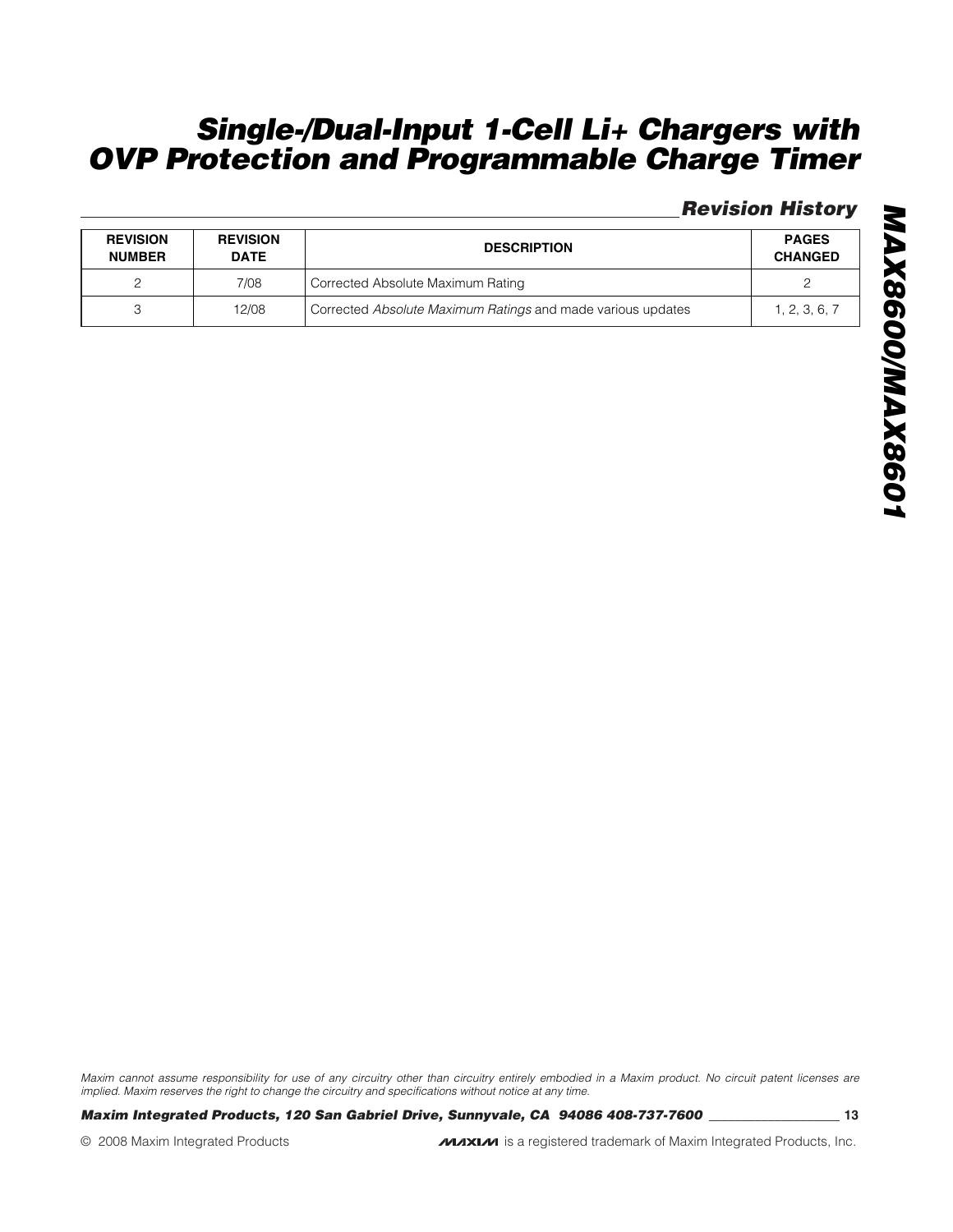## Revision History

| REVISION NUMBER | REVISION DATE | DESCRIPTION | PAGES CHANGED |
|---|---|---|---|
| 2 | 7/08 | Corrected Absolute Maximum Rating | 2 |
| 3 | 12/08 | Corrected *Absolute Maximum Ratings* and made various updates | 1, 2, 3, 6, 7 |

*Maxim cannot assume responsibility for use of any circuitry other than circuitry entirely embodied in a Maxim product. No circuit patent licenses are implied. Maxim reserves the right to change the circuitry and specifications without notice at any time.*

***Maxim Integrated Products, 120 San Gabriel Drive, Sunnyvale, CA 94086 408-737-7600***

© 2008 Maxim Integrated Products

MAXIM is a registered trademark of Maxim Integrated Products, Inc.